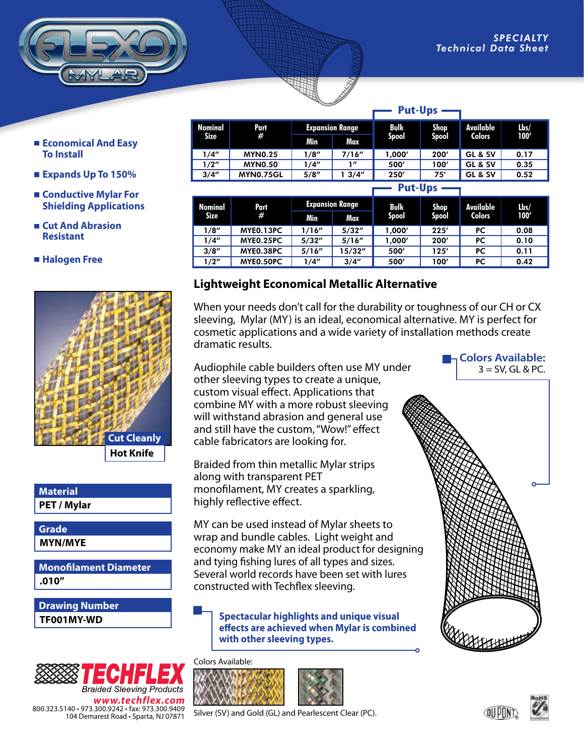SPECIALTY
*Technical Data Sheet*

- Economical And Easy To Install
- Expands Up To 150%
- Conductive Mylar For Shielding Applications
- Cut And Abrasion Resistant
- Halogen Free

| Nominal Size | Part # | Expansion Range | | Put-Ups | | Available Colors | Lbs/ 100′ |
|---|---|---|---|---|---|---|---|
| | | Min | Max | Bulk Spool | Shop Spool | | |
| 1/4″ | MYN0.25 | 1/8″ | 7/16″ | 1,000′ | 200′ | GL & SV | 0.17 |
| 1/2″ | MYN0.50 | 1/4″ | 1″ | 500′ | 100′ | GL & SV | 0.35 |
| 3/4″ | MYN0.75GL | 5/8″ | 1 3/4″ | 250′ | 75′ | GL & SV | 0.52 |

| Nominal Size | Part # | Expansion Range | | Put-Ups | | Available Colors | Lbs/ 100′ |
|---|---|---|---|---|---|---|---|
| | | Min | Max | Bulk Spool | Shop Spool | | |
| 1/8″ | MYE0.13PC | 1/16″ | 5/32″ | 1,000′ | 225′ | PC | 0.08 |
| 1/4″ | MYE0.25PC | 5/32″ | 5/16″ | 1,000′ | 200′ | PC | 0.10 |
| 3/8″ | MYE0.38PC | 5/16″ | 15/32″ | 500′ | 125′ | PC | 0.11 |
| 1/2″ | MYE0.50PC | 1/4″ | 3/4″ | 500′ | 100′ | PC | 0.42 |

## Lightweight Economical Metallic Alternative

When your needs don't call for the durability or toughness of our CH or CX sleeving, Mylar (MY) is an ideal, economical alternative. MY is perfect for cosmetic applications and a wide variety of installation methods create dramatic results.

Audiophile cable builders often use MY under other sleeving types to create a unique, custom visual effect. Applications that combine MY with a more robust sleeving will withstand abrasion and general use and still have the custom, "Wow!" effect cable fabricators are looking for.

Braided from thin metallic Mylar strips along with transparent PET monofilament, MY creates a sparkling, highly reflective effect.

MY can be used instead of Mylar sheets to wrap and bundle cables. Light weight and economy make MY an ideal product for designing and tying fishing lures of all types and sizes. Several world records have been set with lures constructed with Techflex sleeving.

**Colors Available:**
3 = SV, GL & PC.

**Spectacular highlights and unique visual effects are achieved when Mylar is combined with other sleeving types.**

**Cut Cleanly**
**Hot Knife**

| Material |
|---|
| PET / Mylar |

| Grade |
|---|
| MYN/MYE |

| Monofilament Diameter |
|---|
| .010″ |

| Drawing Number |
|---|
| TF001MY-WD |

Colors Available:

Silver (SV) and Gold (GL) and Pearlescent Clear (PC).

**TECHFLEX**
*Braided Sleeving Products*
*www.techflex.com*
800.323.5140 • 973.300.9242 • fax: 973.300.9409
104 Demarest Road • Sparta, NJ 07871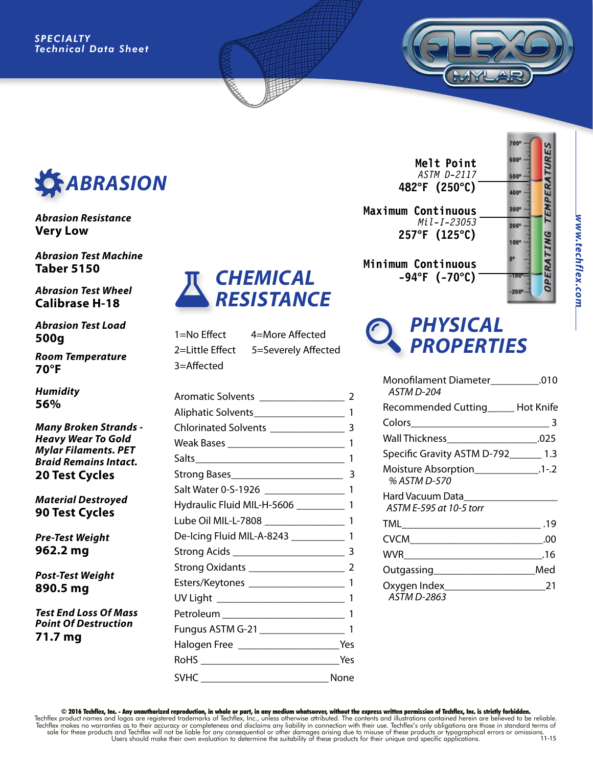*SPECIALTY*
*Technical Data Sheet*

## ABRASION

***Abrasion Resistance***
**Very Low**

***Abrasion Test Machine***
**Taber 5150**

***Abrasion Test Wheel***
**Calibrase H-18**

***Abrasion Test Load***
**500g**

***Room Temperature***
**70°F**

***Humidity***
**56%**

***Many Broken Strands - Heavy Wear To Gold Mylar Filaments. PET Braid Remains Intact.***
**20 Test Cycles**

***Material Destroyed***
**90 Test Cycles**

***Pre-Test Weight***
**962.2 mg**

***Post-Test Weight***
**890.5 mg**

***Test End Loss Of Mass Point Of Destruction***
**71.7 mg**

## CHEMICAL RESISTANCE

1=No Effect
2=Little Effect
3=Affected
4=More Affected
5=Severely Affected

| | |
|---|---|
| Aromatic Solvents | 2 |
| Aliphatic Solvents | 1 |
| Chlorinated Solvents | 3 |
| Weak Bases | 1 |
| Salts | 1 |
| Strong Bases | 3 |
| Salt Water 0-S-1926 | 1 |
| Hydraulic Fluid MIL-H-5606 | 1 |
| Lube Oil MIL-L-7808 | 1 |
| De-Icing Fluid MIL-A-8243 | 1 |
| Strong Acids | 3 |
| Strong Oxidants | 2 |
| Esters/Keytones | 1 |
| UV Light | 1 |
| Petroleum | 1 |
| Fungus ASTM G-21 | 1 |
| Halogen Free | Yes |
| RoHS | Yes |
| SVHC | None |

## OPERATING TEMPERATURES

**Melt Point**
*ASTM D-2117*
**482°F (250°C)**

**Maximum Continuous**
*Mil-I-23053*
**257°F (125°C)**

**Minimum Continuous**
**-94°F (-70°C)**

700° 600° 500° 400° 300° 200° 100° 0° -100° -200°

## PHYSICAL PROPERTIES

| | |
|---|---|
| Monofilament Diameter *ASTM D-204* | .010 |
| Recommended Cutting | Hot Knife |
| Colors | 3 |
| Wall Thickness | .025 |
| Specific Gravity ASTM D-792 | 1.3 |
| Moisture Absorption *% ASTM D-570* | .1-.2 |
| Hard Vacuum Data *ASTM E-595 at 10-5 torr* | |
| TML | .19 |
| CVCM | .00 |
| WVR | .16 |
| Outgassing | Med |
| Oxygen Index *ASTM D-2863* | 21 |

www.techflex.com

**© 2016 Techflex, Inc. - Any unauthorized reproduction, in whole or part, in any medium whatsoever, without the express written permission of Techflex, Inc. is strictly forbidden.**
Techflex product names and logos are registered trademarks of Techflex, Inc., unless otherwise attributed. The contents and illustrations contained herein are believed to be reliable. Techflex makes no warranties as to their accuracy or completeness and disclaims any liability in connection with their use. Techflex's only obligations are those in standard terms of sale for these products and Techflex will not be liable for any consequential or other damages arising due to misuse of these products or typographical errors or omissions. Users should make their own evaluation to determine the suitability of these products for their unique and specific applications.
11-15